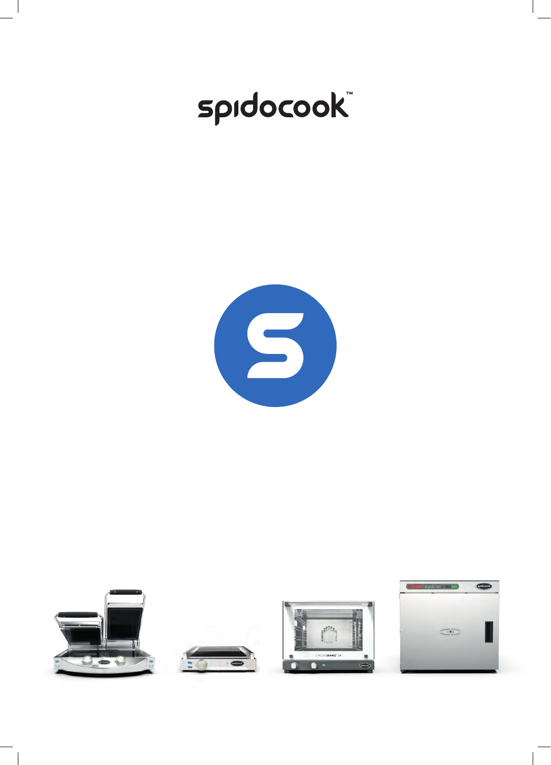# spidocook™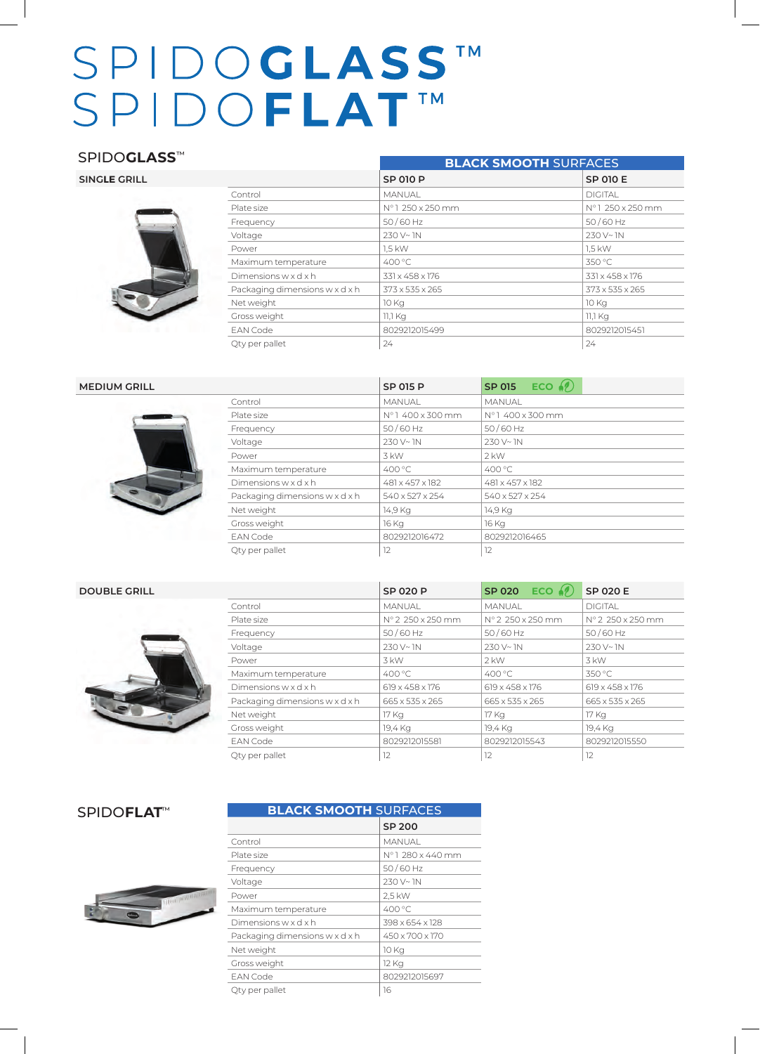# SPIDOGLASS™
# SPIDOFLAT™

## SPIDOGLASS™

### SINGLE GRILL

| | BLACK SMOOTH SURFACES | |
|---|---|---|
| | **SP 010 P** | **SP 010 E** |
| Control | MANUAL | DIGITAL |
| Plate size | N° 1 250 x 250 mm | N° 1 250 x 250 mm |
| Frequency | 50 / 60 Hz | 50 / 60 Hz |
| Voltage | 230 V~ 1N | 230 V~ 1N |
| Power | 1,5 kW | 1,5 kW |
| Maximum temperature | 400 °C | 350 °C |
| Dimensions w x d x h | 331 x 458 x 176 | 331 x 458 x 176 |
| Packaging dimensions w x d x h | 373 x 535 x 265 | 373 x 535 x 265 |
| Net weight | 10 Kg | 10 Kg |
| Gross weight | 11,1 Kg | 11,1 Kg |
| EAN Code | 8029212015499 | 8029212015451 |
| Qty per pallet | 24 | 24 |

### MEDIUM GRILL

| | **SP 015 P** | **SP 015** ECO |
|---|---|---|
| Control | MANUAL | MANUAL |
| Plate size | N° 1 400 x 300 mm | N° 1 400 x 300 mm |
| Frequency | 50 / 60 Hz | 50 / 60 Hz |
| Voltage | 230 V~ 1N | 230 V~ 1N |
| Power | 3 kW | 2 kW |
| Maximum temperature | 400 °C | 400 °C |
| Dimensions w x d x h | 481 x 457 x 182 | 481 x 457 x 182 |
| Packaging dimensions w x d x h | 540 x 527 x 254 | 540 x 527 x 254 |
| Net weight | 14,9 Kg | 14,9 Kg |
| Gross weight | 16 Kg | 16 Kg |
| EAN Code | 8029212016472 | 8029212016465 |
| Qty per pallet | 12 | 12 |

### DOUBLE GRILL

| | **SP 020 P** | **SP 020** ECO | **SP 020 E** |
|---|---|---|---|
| Control | MANUAL | MANUAL | DIGITAL |
| Plate size | N° 2 250 x 250 mm | N° 2 250 x 250 mm | N° 2 250 x 250 mm |
| Frequency | 50 / 60 Hz | 50 / 60 Hz | 50 / 60 Hz |
| Voltage | 230 V~ 1N | 230 V~ 1N | 230 V~ 1N |
| Power | 3 kW | 2 kW | 3 kW |
| Maximum temperature | 400 °C | 400 °C | 350 °C |
| Dimensions w x d x h | 619 x 458 x 176 | 619 x 458 x 176 | 619 x 458 x 176 |
| Packaging dimensions w x d x h | 665 x 535 x 265 | 665 x 535 x 265 | 665 x 535 x 265 |
| Net weight | 17 Kg | 17 Kg | 17 Kg |
| Gross weight | 19,4 Kg | 19,4 Kg | 19,4 Kg |
| EAN Code | 8029212015581 | 8029212015543 | 8029212015550 |
| Qty per pallet | 12 | 12 | 12 |

## SPIDOFLAT™

| | BLACK SMOOTH SURFACES |
|---|---|
| | **SP 200** |
| Control | MANUAL |
| Plate size | N° 1 280 x 440 mm |
| Frequency | 50 / 60 Hz |
| Voltage | 230 V~ 1N |
| Power | 2,5 kW |
| Maximum temperature | 400 °C |
| Dimensions w x d x h | 398 x 654 x 128 |
| Packaging dimensions w x d x h | 450 x 700 x 170 |
| Net weight | 10 Kg |
| Gross weight | 12 Kg |
| EAN Code | 8029212015697 |
| Qty per pallet | 16 |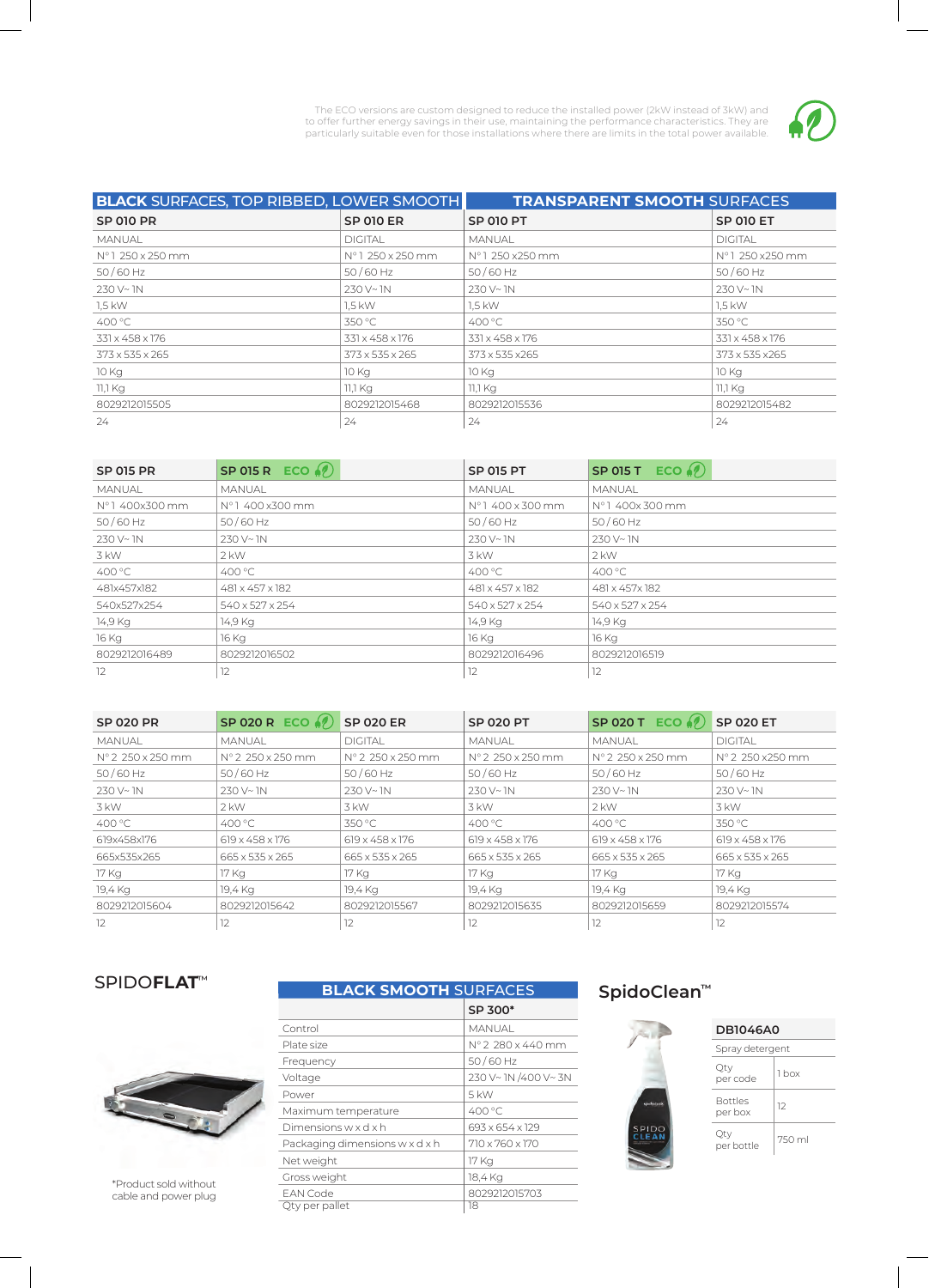The ECO versions are custom designed to reduce the installed power (2kW instead of 3kW) and to offer further energy savings in their use, maintaining the performance characteristics. They are particularly suitable even for those installations where there are limits in the total power available.

| **BLACK** SURFACES, TOP RIBBED, LOWER SMOOTH | | **TRANSPARENT SMOOTH** SURFACES | |
|---|---|---|---|
| **SP 010 PR** | **SP 010 ER** | **SP 010 PT** | **SP 010 ET** |
| MANUAL | DIGITAL | MANUAL | DIGITAL |
| N° 1 250 x 250 mm | N° 1 250 x 250 mm | N° 1 250 x250 mm | N° 1 250 x250 mm |
| 50 / 60 Hz | 50 / 60 Hz | 50 / 60 Hz | 50 / 60 Hz |
| 230 V~ 1N | 230 V~ 1N | 230 V~ 1N | 230 V~ 1N |
| 1,5 kW | 1,5 kW | 1,5 kW | 1,5 kW |
| 400 °C | 350 °C | 400 °C | 350 °C |
| 331 x 458 x 176 | 331 x 458 x 176 | 331 x 458 x 176 | 331 x 458 x 176 |
| 373 x 535 x 265 | 373 x 535 x 265 | 373 x 535 x265 | 373 x 535 x265 |
| 10 Kg | 10 Kg | 10 Kg | 10 Kg |
| 11,1 Kg | 11,1 Kg | 11,1 Kg | 11,1 Kg |
| 8029212015505 | 8029212015468 | 8029212015536 | 8029212015482 |
| 24 | 24 | 24 | 24 |

| **SP 015 PR** | **SP 015 R** ECO | **SP 015 PT** | **SP 015 T** ECO |
|---|---|---|---|
| MANUAL | MANUAL | MANUAL | MANUAL |
| N° 1 400x300 mm | N° 1 400 x300 mm | N° 1 400 x 300 mm | N° 1 400x 300 mm |
| 50 / 60 Hz | 50 / 60 Hz | 50 / 60 Hz | 50 / 60 Hz |
| 230 V~ 1N | 230 V~ 1N | 230 V~ 1N | 230 V~ 1N |
| 3 kW | 2 kW | 3 kW | 2 kW |
| 400 °C | 400 °C | 400 °C | 400 °C |
| 481x457x182 | 481 x 457 x 182 | 481 x 457 x 182 | 481 x 457x 182 |
| 540x527x254 | 540 x 527 x 254 | 540 x 527 x 254 | 540 x 527 x 254 |
| 14,9 Kg | 14,9 Kg | 14,9 Kg | 14,9 Kg |
| 16 Kg | 16 Kg | 16 Kg | 16 Kg |
| 8029212016489 | 8029212016502 | 8029212016496 | 8029212016519 |
| 12 | 12 | 12 | 12 |

| **SP 020 PR** | **SP 020 R** ECO | **SP 020 ER** | **SP 020 PT** | **SP 020 T** ECO | **SP 020 ET** |
|---|---|---|---|---|---|
| MANUAL | MANUAL | DIGITAL | MANUAL | MANUAL | DIGITAL |
| N° 2 250 x 250 mm | N° 2 250 x 250 mm | N° 2 250 x 250 mm | N° 2 250 x 250 mm | N° 2 250 x 250 mm | N° 2 250 x250 mm |
| 50 / 60 Hz | 50 / 60 Hz | 50 / 60 Hz | 50 / 60 Hz | 50 / 60 Hz | 50 / 60 Hz |
| 230 V~ 1N | 230 V~ 1N | 230 V~ 1N | 230 V~ 1N | 230 V~ 1N | 230 V~ 1N |
| 3 kW | 2 kW | 3 kW | 3 kW | 2 kW | 3 kW |
| 400 °C | 400 °C | 350 °C | 400 °C | 400 °C | 350 °C |
| 619x458x176 | 619 x 458 x 176 | 619 x 458 x 176 | 619 x 458 x 176 | 619 x 458 x 176 | 619 x 458 x 176 |
| 665x535x265 | 665 x 535 x 265 | 665 x 535 x 265 | 665 x 535 x 265 | 665 x 535 x 265 | 665 x 535 x 265 |
| 17 Kg | 17 Kg | 17 Kg | 17 Kg | 17 Kg | 17 Kg |
| 19,4 Kg | 19,4 Kg | 19,4 Kg | 19,4 Kg | 19,4 Kg | 19,4 Kg |
| 8029212015604 | 8029212015642 | 8029212015567 | 8029212015635 | 8029212015659 | 8029212015574 |
| 12 | 12 | 12 | 12 | 12 | 12 |

## SPIDO**FLAT**™

| **BLACK SMOOTH** SURFACES | |
|---|---|
| | **SP 300*** |
| Control | MANUAL |
| Plate size | N° 2 280 x 440 mm |
| Frequency | 50 / 60 Hz |
| Voltage | 230 V~ 1N /400 V~ 3N |
| Power | 5 kW |
| Maximum temperature | 400 °C |
| Dimensions w x d x h | 693 x 654 x 129 |
| Packaging dimensions w x d x h | 710 x 760 x 170 |
| Net weight | 17 Kg |
| Gross weight | 18,4 Kg |
| EAN Code | 8029212015703 |
| Qty per pallet | 18 |

*Product sold without cable and power plug

## SpidoClean™

| **DB1046A0** | |
|---|---|
| Spray detergent | |
| Qty per code | 1 box |
| Bottles per box | 12 |
| Qty per bottle | 750 ml |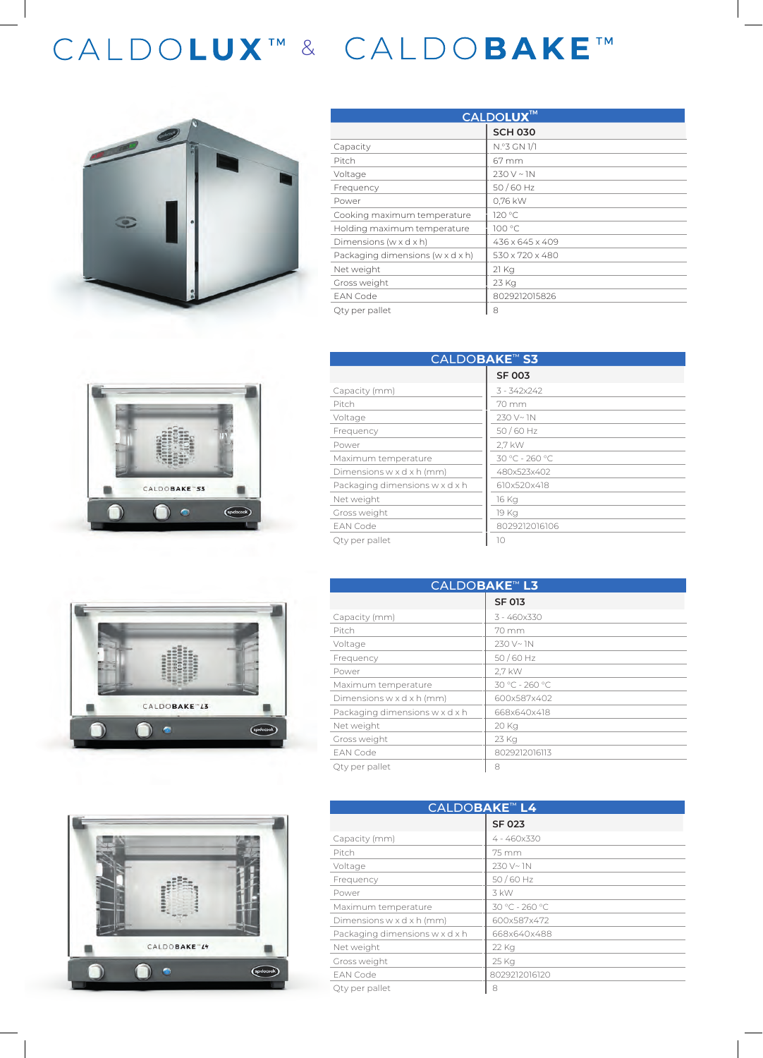# CALDOLUX™ & CALDOBAKE™

| CALDOLUX™ | |
|---|---|
| | **SCH 030** |
| Capacity | N.°3 GN 1/1 |
| Pitch | 67 mm |
| Voltage | 230 V ~ 1N |
| Frequency | 50 / 60 Hz |
| Power | 0,76 kW |
| Cooking maximum temperature | 120 °C |
| Holding maximum temperature | 100 °C |
| Dimensions (w x d x h) | 436 x 645 x 409 |
| Packaging dimensions (w x d x h) | 530 x 720 x 480 |
| Net weight | 21 Kg |
| Gross weight | 23 Kg |
| EAN Code | 8029212015826 |
| Qty per pallet | 8 |

| CALDOBAKE™ S3 | |
|---|---|
| | **SF 003** |
| Capacity (mm) | 3 - 342x242 |
| Pitch | 70 mm |
| Voltage | 230 V~ 1N |
| Frequency | 50 / 60 Hz |
| Power | 2,7 kW |
| Maximum temperature | 30 °C - 260 °C |
| Dimensions w x d x h (mm) | 480x523x402 |
| Packaging dimensions w x d x h | 610x520x418 |
| Net weight | 16 Kg |
| Gross weight | 19 Kg |
| EAN Code | 8029212016106 |
| Qty per pallet | 10 |

| CALDOBAKE™ L3 | |
|---|---|
| | **SF 013** |
| Capacity (mm) | 3 - 460x330 |
| Pitch | 70 mm |
| Voltage | 230 V~ 1N |
| Frequency | 50 / 60 Hz |
| Power | 2,7 kW |
| Maximum temperature | 30 °C - 260 °C |
| Dimensions w x d x h (mm) | 600x587x402 |
| Packaging dimensions w x d x h | 668x640x418 |
| Net weight | 20 Kg |
| Gross weight | 23 Kg |
| EAN Code | 8029212016113 |
| Qty per pallet | 8 |

| CALDOBAKE™ L4 | |
|---|---|
| | **SF 023** |
| Capacity (mm) | 4 - 460x330 |
| Pitch | 75 mm |
| Voltage | 230 V~ 1N |
| Frequency | 50 / 60 Hz |
| Power | 3 kW |
| Maximum temperature | 30 °C - 260 °C |
| Dimensions w x d x h (mm) | 600x587x472 |
| Packaging dimensions w x d x h | 668x640x488 |
| Net weight | 22 Kg |
| Gross weight | 25 Kg |
| EAN Code | 8029212016120 |
| Qty per pallet | 8 |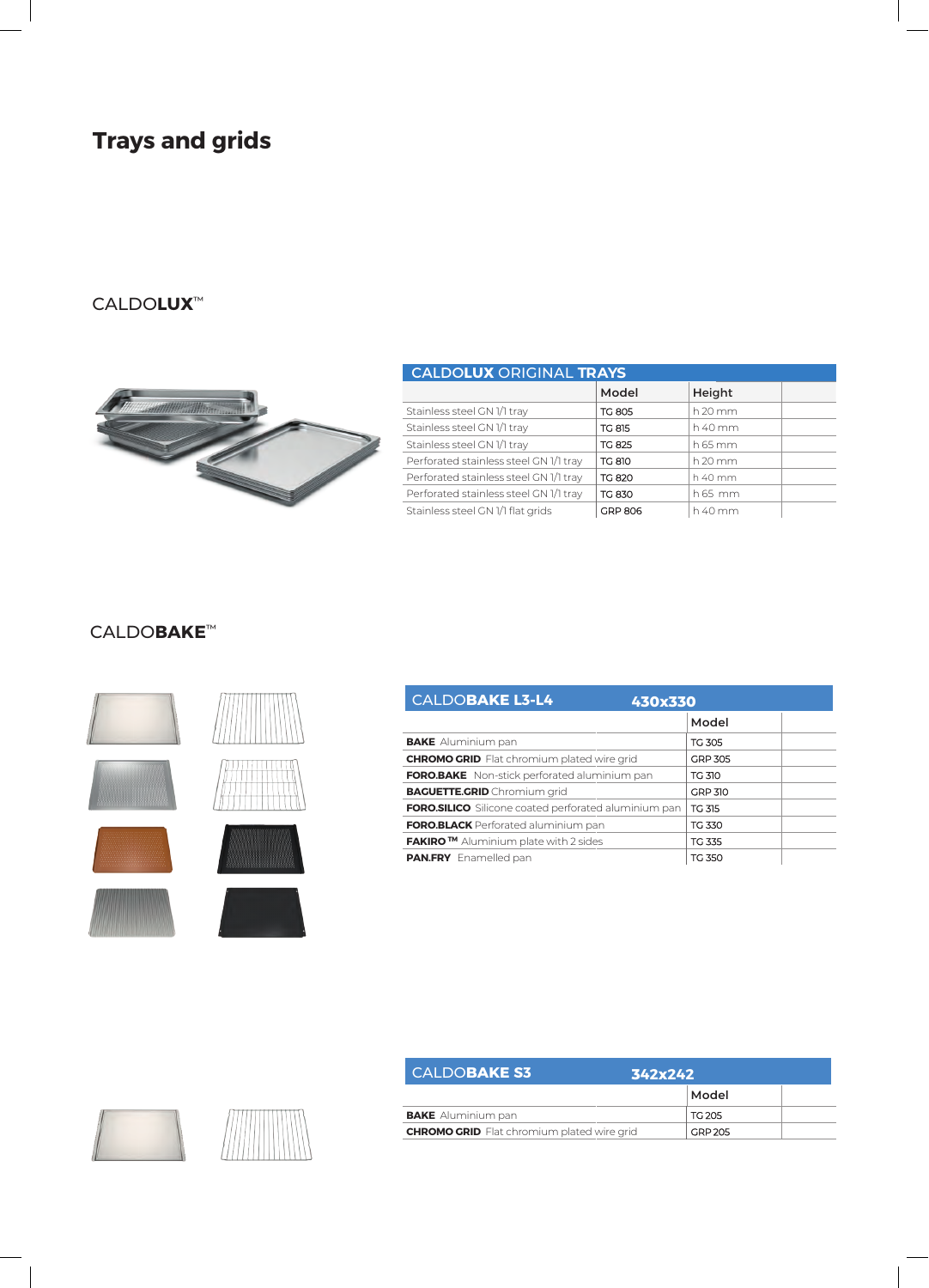# Trays and grids

## CALDOLUX™

| CALDOLUX ORIGINAL TRAYS | Model | Height |
|---|---|---|
| Stainless steel GN 1/1 tray | TG 805 | h 20 mm |
| Stainless steel GN 1/1 tray | TG 815 | h 40 mm |
| Stainless steel GN 1/1 tray | TG 825 | h 65 mm |
| Perforated stainless steel GN 1/1 tray | TG 810 | h 20 mm |
| Perforated stainless steel GN 1/1 tray | TG 820 | h 40 mm |
| Perforated stainless steel GN 1/1 tray | TG 830 | h 65 mm |
| Stainless steel GN 1/1 flat grids | GRP 806 | h 40 mm |

## CALDOBAKE™

| CALDOBAKE L3-L4 430x330 | Model |
|---|---|
| **BAKE** Aluminium pan | TG 305 |
| **CHROMO GRID** Flat chromium plated wire grid | GRP 305 |
| **FORO.BAKE** Non-stick perforated aluminium pan | TG 310 |
| **BAGUETTE.GRID** Chromium grid | GRP 310 |
| **FORO.SILICO** Silicone coated perforated aluminium pan | TG 315 |
| **FORO.BLACK** Perforated aluminium pan | TG 330 |
| **FAKIRO™** Aluminium plate with 2 sides | TG 335 |
| **PAN.FRY** Enamelled pan | TG 350 |

| CALDOBAKE S3 342x242 | Model |
|---|---|
| **BAKE** Aluminium pan | TG 205 |
| **CHROMO GRID** Flat chromium plated wire grid | GRP 205 |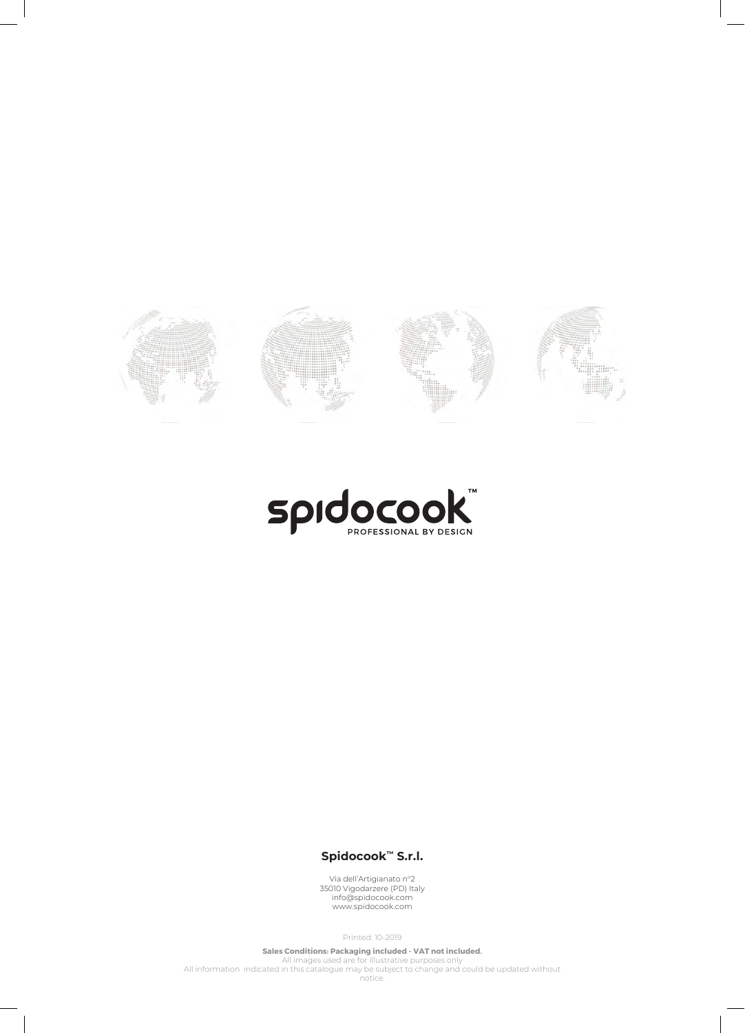spidocook™

PROFESSIONAL BY DESIGN

**Spidocook™ S.r.l.**

Via dell'Artigianato n°2
35010 Vigodarzere (PD) Italy
info@spidocook.com
www.spidocook.com

Printed: 10-2019

**Sales Conditions: Packaging included - VAT not included.**
All images used are for illustrative purposes only
All information indicated in this catalogue may be subject to change and could be updated without notice.